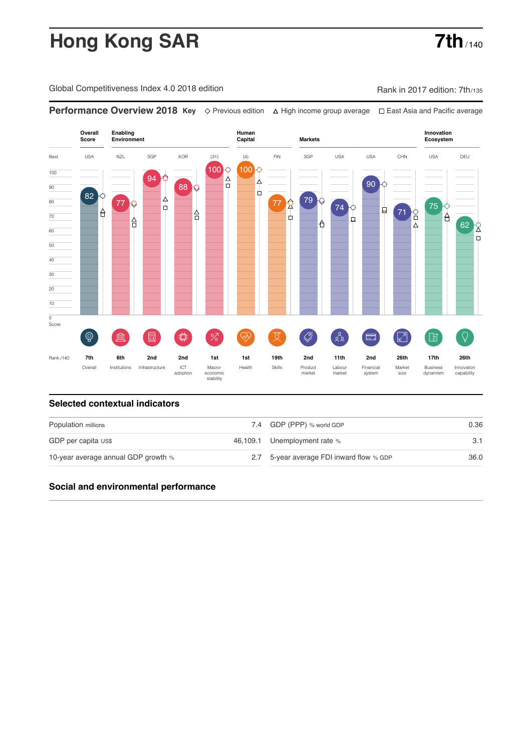# Hong Kong SAR

**7th** / 140

Global Competitiveness Index 4.0 2018 edition

Rank in 2017 edition: 7th/135

## Performance Overview 2018

**Key** ◇ Previous edition △ High income group average □ East Asia and Pacific average

| | Overall Score | Enabling Environment | | | | Human Capital | | Markets | | | | Innovation Ecosystem | |
|---|---|---|---|---|---|---|---|---|---|---|---|---|---|
| Best | USA | NZL | SGP | KOR | (31) | (4) | FIN | SGP | USA | USA | CHN | USA | DEU |
| Score | 82 | 77 | 94 | 88 | 100 | 100 | 77 | 79 | 74 | 90 | 71 | 75 | 62 |
| Rank /140 | 7th | 6th | 2nd | 2nd | 1st | 1st | 19th | 2nd | 11th | 2nd | 26th | 17th | 26th |
| | Overall | Institutions | Infrastructure | ICT adoption | Macro-economic stability | Health | Skills | Product market | Labour market | Financial system | Market size | Business dynamism | Innovation capability |

## Selected contextual indicators

| | | | |
|---|---|---|---|
| Population millions | 7.4 | GDP (PPP) % world GDP | 0.36 |
| GDP per capita US$ | 46,109.1 | Unemployment rate % | 3.1 |
| 10-year average annual GDP growth % | 2.7 | 5-year average FDI inward flow % GDP | 36.0 |

## Social and environmental performance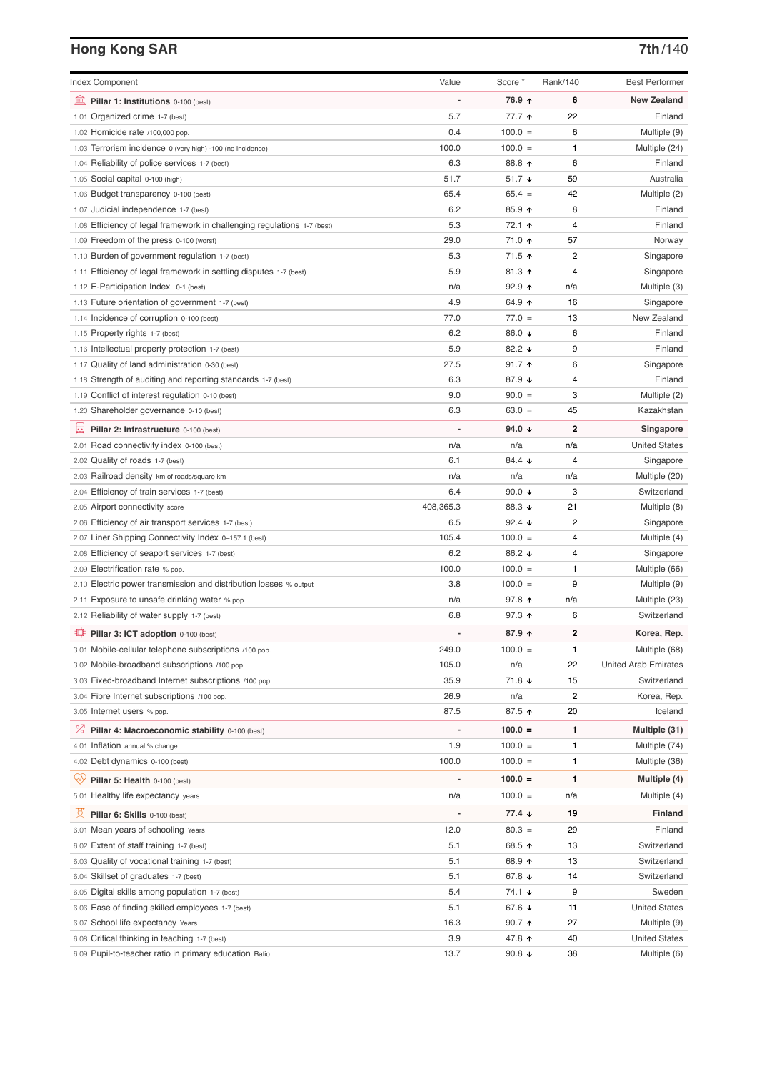## Hong Kong SAR

**7th/140**

| Index Component | Value | Score * | Rank/140 | Best Performer |
|---|---|---|---|---|
| **Pillar 1: Institutions** 0-100 (best) | - | **76.9 ↑** | **6** | **New Zealand** |
| 1.01 Organized crime 1-7 (best) | 5.7 | 77.7 ↑ | 22 | Finland |
| 1.02 Homicide rate /100,000 pop. | 0.4 | 100.0 = | 6 | Multiple (9) |
| 1.03 Terrorism incidence 0 (very high) -100 (no incidence) | 100.0 | 100.0 = | 1 | Multiple (24) |
| 1.04 Reliability of police services 1-7 (best) | 6.3 | 88.8 ↑ | 6 | Finland |
| 1.05 Social capital 0-100 (high) | 51.7 | 51.7 ↓ | 59 | Australia |
| 1.06 Budget transparency 0-100 (best) | 65.4 | 65.4 = | 42 | Multiple (2) |
| 1.07 Judicial independence 1-7 (best) | 6.2 | 85.9 ↑ | 8 | Finland |
| 1.08 Efficiency of legal framework in challenging regulations 1-7 (best) | 5.3 | 72.1 ↑ | 4 | Finland |
| 1.09 Freedom of the press 0-100 (worst) | 29.0 | 71.0 ↑ | 57 | Norway |
| 1.10 Burden of government regulation 1-7 (best) | 5.3 | 71.5 ↑ | 2 | Singapore |
| 1.11 Efficiency of legal framework in settling disputes 1-7 (best) | 5.9 | 81.3 ↑ | 4 | Singapore |
| 1.12 E-Participation Index 0-1 (best) | n/a | 92.9 ↑ | n/a | Multiple (3) |
| 1.13 Future orientation of government 1-7 (best) | 4.9 | 64.9 ↑ | 16 | Singapore |
| 1.14 Incidence of corruption 0-100 (best) | 77.0 | 77.0 = | 13 | New Zealand |
| 1.15 Property rights 1-7 (best) | 6.2 | 86.0 ↓ | 6 | Finland |
| 1.16 Intellectual property protection 1-7 (best) | 5.9 | 82.2 ↓ | 9 | Finland |
| 1.17 Quality of land administration 0-30 (best) | 27.5 | 91.7 ↑ | 6 | Singapore |
| 1.18 Strength of auditing and reporting standards 1-7 (best) | 6.3 | 87.9 ↓ | 4 | Finland |
| 1.19 Conflict of interest regulation 0-10 (best) | 9.0 | 90.0 = | 3 | Multiple (2) |
| 1.20 Shareholder governance 0-10 (best) | 6.3 | 63.0 = | 45 | Kazakhstan |
| **Pillar 2: Infrastructure** 0-100 (best) | - | **94.0 ↓** | **2** | **Singapore** |
| 2.01 Road connectivity index 0-100 (best) | n/a | n/a | n/a | United States |
| 2.02 Quality of roads 1-7 (best) | 6.1 | 84.4 ↓ | 4 | Singapore |
| 2.03 Railroad density km of roads/square km | n/a | n/a | n/a | Multiple (20) |
| 2.04 Efficiency of train services 1-7 (best) | 6.4 | 90.0 ↓ | 3 | Switzerland |
| 2.05 Airport connectivity score | 408,365.3 | 88.3 ↓ | 21 | Multiple (8) |
| 2.06 Efficiency of air transport services 1-7 (best) | 6.5 | 92.4 ↓ | 2 | Singapore |
| 2.07 Liner Shipping Connectivity Index 0–157.1 (best) | 105.4 | 100.0 = | 4 | Multiple (4) |
| 2.08 Efficiency of seaport services 1-7 (best) | 6.2 | 86.2 ↓ | 4 | Singapore |
| 2.09 Electrification rate % pop. | 100.0 | 100.0 = | 1 | Multiple (66) |
| 2.10 Electric power transmission and distribution losses % output | 3.8 | 100.0 = | 9 | Multiple (9) |
| 2.11 Exposure to unsafe drinking water % pop. | n/a | 97.8 ↑ | n/a | Multiple (23) |
| 2.12 Reliability of water supply 1-7 (best) | 6.8 | 97.3 ↑ | 6 | Switzerland |
| **Pillar 3: ICT adoption** 0-100 (best) | - | **87.9 ↑** | **2** | **Korea, Rep.** |
| 3.01 Mobile-cellular telephone subscriptions /100 pop. | 249.0 | 100.0 = | 1 | Multiple (68) |
| 3.02 Mobile-broadband subscriptions /100 pop. | 105.0 | n/a | 22 | United Arab Emirates |
| 3.03 Fixed-broadband Internet subscriptions /100 pop. | 35.9 | 71.8 ↓ | 15 | Switzerland |
| 3.04 Fibre Internet subscriptions /100 pop. | 26.9 | n/a | 2 | Korea, Rep. |
| 3.05 Internet users % pop. | 87.5 | 87.5 ↑ | 20 | Iceland |
| **Pillar 4: Macroeconomic stability** 0-100 (best) | - | **100.0 =** | **1** | **Multiple (31)** |
| 4.01 Inflation annual % change | 1.9 | 100.0 = | 1 | Multiple (74) |
| 4.02 Debt dynamics 0-100 (best) | 100.0 | 100.0 = | 1 | Multiple (36) |
| **Pillar 5: Health** 0-100 (best) | - | **100.0 =** | **1** | **Multiple (4)** |
| 5.01 Healthy life expectancy years | n/a | 100.0 = | n/a | Multiple (4) |
| **Pillar 6: Skills** 0-100 (best) | - | **77.4 ↓** | **19** | **Finland** |
| 6.01 Mean years of schooling Years | 12.0 | 80.3 = | 29 | Finland |
| 6.02 Extent of staff training 1-7 (best) | 5.1 | 68.5 ↑ | 13 | Switzerland |
| 6.03 Quality of vocational training 1-7 (best) | 5.1 | 68.9 ↑ | 13 | Switzerland |
| 6.04 Skillset of graduates 1-7 (best) | 5.1 | 67.8 ↓ | 14 | Switzerland |
| 6.05 Digital skills among population 1-7 (best) | 5.4 | 74.1 ↓ | 9 | Sweden |
| 6.06 Ease of finding skilled employees 1-7 (best) | 5.1 | 67.6 ↓ | 11 | United States |
| 6.07 School life expectancy Years | 16.3 | 90.7 ↑ | 27 | Multiple (9) |
| 6.08 Critical thinking in teaching 1-7 (best) | 3.9 | 47.8 ↑ | 40 | United States |
| 6.09 Pupil-to-teacher ratio in primary education Ratio | 13.7 | 90.8 ↓ | 38 | Multiple (6) |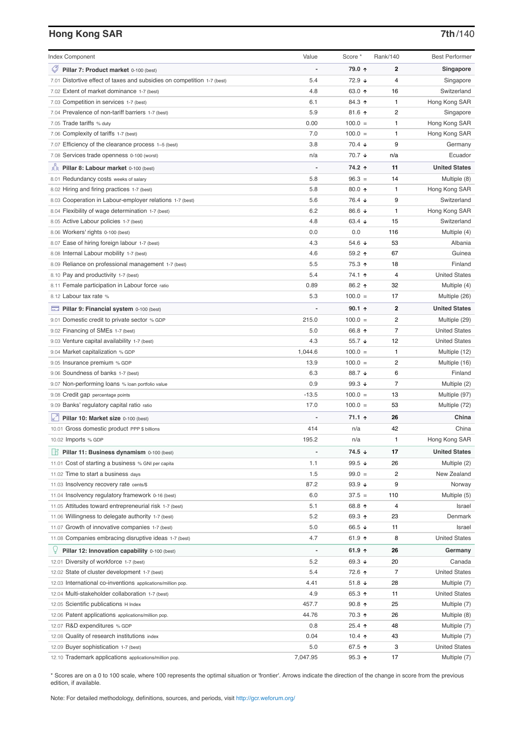## Hong Kong SAR

**7th**/140

| Index Component | Value | Score * | Rank/140 | Best Performer |
|---|---|---|---|---|
| **Pillar 7: Product market** 0-100 (best) | - | **79.0 ↑** | **2** | **Singapore** |
| 7.01 Distortive effect of taxes and subsidies on competition 1-7 (best) | 5.4 | 72.9 ↓ | 4 | Singapore |
| 7.02 Extent of market dominance 1-7 (best) | 4.8 | 63.0 ↑ | 16 | Switzerland |
| 7.03 Competition in services 1-7 (best) | 6.1 | 84.3 ↑ | 1 | Hong Kong SAR |
| 7.04 Prevalence of non-tariff barriers 1-7 (best) | 5.9 | 81.6 ↑ | 2 | Singapore |
| 7.05 Trade tariffs % duty | 0.00 | 100.0 = | 1 | Hong Kong SAR |
| 7.06 Complexity of tariffs 1-7 (best) | 7.0 | 100.0 = | 1 | Hong Kong SAR |
| 7.07 Efficiency of the clearance process 1–5 (best) | 3.8 | 70.4 ↓ | 9 | Germany |
| 7.08 Services trade openness 0-100 (worst) | n/a | 70.7 ↓ | n/a | Ecuador |
| **Pillar 8: Labour market** 0-100 (best) | - | **74.2 ↑** | **11** | **United States** |
| 8.01 Redundancy costs weeks of salary | 5.8 | 96.3 = | 14 | Multiple (8) |
| 8.02 Hiring and firing practices 1-7 (best) | 5.8 | 80.0 ↑ | 1 | Hong Kong SAR |
| 8.03 Cooperation in Labour-employer relations 1-7 (best) | 5.6 | 76.4 ↓ | 9 | Switzerland |
| 8.04 Flexibility of wage determination 1-7 (best) | 6.2 | 86.6 ↓ | 1 | Hong Kong SAR |
| 8.05 Active Labour policies 1-7 (best) | 4.8 | 63.4 ↓ | 15 | Switzerland |
| 8.06 Workers' rights 0-100 (best) | 0.0 | 0.0 | 116 | Multiple (4) |
| 8.07 Ease of hiring foreign labour 1-7 (best) | 4.3 | 54.6 ↓ | 53 | Albania |
| 8.08 Internal Labour mobility 1-7 (best) | 4.6 | 59.2 ↑ | 67 | Guinea |
| 8.09 Reliance on professional management 1-7 (best) | 5.5 | 75.3 ↑ | 18 | Finland |
| 8.10 Pay and productivity 1-7 (best) | 5.4 | 74.1 ↑ | 4 | United States |
| 8.11 Female participation in Labour force ratio | 0.89 | 86.2 ↑ | 32 | Multiple (4) |
| 8.12 Labour tax rate % | 5.3 | 100.0 = | 17 | Multiple (26) |
| **Pillar 9: Financial system** 0-100 (best) | - | **90.1 ↑** | **2** | **United States** |
| 9.01 Domestic credit to private sector % GDP | 215.0 | 100.0 = | 2 | Multiple (29) |
| 9.02 Financing of SMEs 1-7 (best) | 5.0 | 66.8 ↑ | 7 | United States |
| 9.03 Venture capital availability 1-7 (best) | 4.3 | 55.7 ↓ | 12 | United States |
| 9.04 Market capitalization % GDP | 1,044.6 | 100.0 = | 1 | Multiple (12) |
| 9.05 Insurance premium % GDP | 13.9 | 100.0 = | 2 | Multiple (16) |
| 9.06 Soundness of banks 1-7 (best) | 6.3 | 88.7 ↓ | 6 | Finland |
| 9.07 Non-performing loans % loan portfolio value | 0.9 | 99.3 ↓ | 7 | Multiple (2) |
| 9.08 Credit gap percentage points | -13.5 | 100.0 = | 13 | Multiple (97) |
| 9.09 Banks' regulatory capital ratio ratio | 17.0 | 100.0 = | 53 | Multiple (72) |
| **Pillar 10: Market size** 0-100 (best) | - | **71.1 ↑** | **26** | **China** |
| 10.01 Gross domestic product PPP $ billions | 414 | n/a | 42 | China |
| 10.02 Imports % GDP | 195.2 | n/a | 1 | Hong Kong SAR |
| **Pillar 11: Business dynamism** 0-100 (best) | - | **74.5 ↓** | **17** | **United States** |
| 11.01 Cost of starting a business % GNI per capita | 1.1 | 99.5 ↓ | 26 | Multiple (2) |
| 11.02 Time to start a business days | 1.5 | 99.0 = | 2 | New Zealand |
| 11.03 Insolvency recovery rate cents/$ | 87.2 | 93.9 ↓ | 9 | Norway |
| 11.04 Insolvency regulatory framework 0-16 (best) | 6.0 | 37.5 = | 110 | Multiple (5) |
| 11.05 Attitudes toward entrepreneurial risk 1-7 (best) | 5.1 | 68.8 ↑ | 4 | Israel |
| 11.06 Willingness to delegate authority 1-7 (best) | 5.2 | 69.3 ↑ | 23 | Denmark |
| 11.07 Growth of innovative companies 1-7 (best) | 5.0 | 66.5 ↓ | 11 | Israel |
| 11.08 Companies embracing disruptive ideas 1-7 (best) | 4.7 | 61.9 ↑ | 8 | United States |
| **Pillar 12: Innovation capability** 0-100 (best) | - | **61.9 ↑** | **26** | **Germany** |
| 12.01 Diversity of workforce 1-7 (best) | 5.2 | 69.3 ↓ | 20 | Canada |
| 12.02 State of cluster development 1-7 (best) | 5.4 | 72.6 ↑ | 7 | United States |
| 12.03 International co-inventions applications/million pop. | 4.41 | 51.8 ↓ | 28 | Multiple (7) |
| 12.04 Multi-stakeholder collaboration 1-7 (best) | 4.9 | 65.3 ↑ | 11 | United States |
| 12.05 Scientific publications H Index | 457.7 | 90.8 ↑ | 25 | Multiple (7) |
| 12.06 Patent applications applications/million pop. | 44.76 | 70.3 ↑ | 26 | Multiple (8) |
| 12.07 R&D expenditures % GDP | 0.8 | 25.4 ↑ | 48 | Multiple (7) |
| 12.08 Quality of research institutions index | 0.04 | 10.4 ↑ | 43 | Multiple (7) |
| 12.09 Buyer sophistication 1-7 (best) | 5.0 | 67.5 ↑ | 3 | United States |
| 12.10 Trademark applications applications/million pop. | 7,047.95 | 95.3 ↑ | 17 | Multiple (7) |

* Scores are on a 0 to 100 scale, where 100 represents the optimal situation or 'frontier'. Arrows indicate the direction of the change in score from the previous edition, if available.

Note: For detailed methodology, definitions, sources, and periods, visit http://gcr.weforum.org/